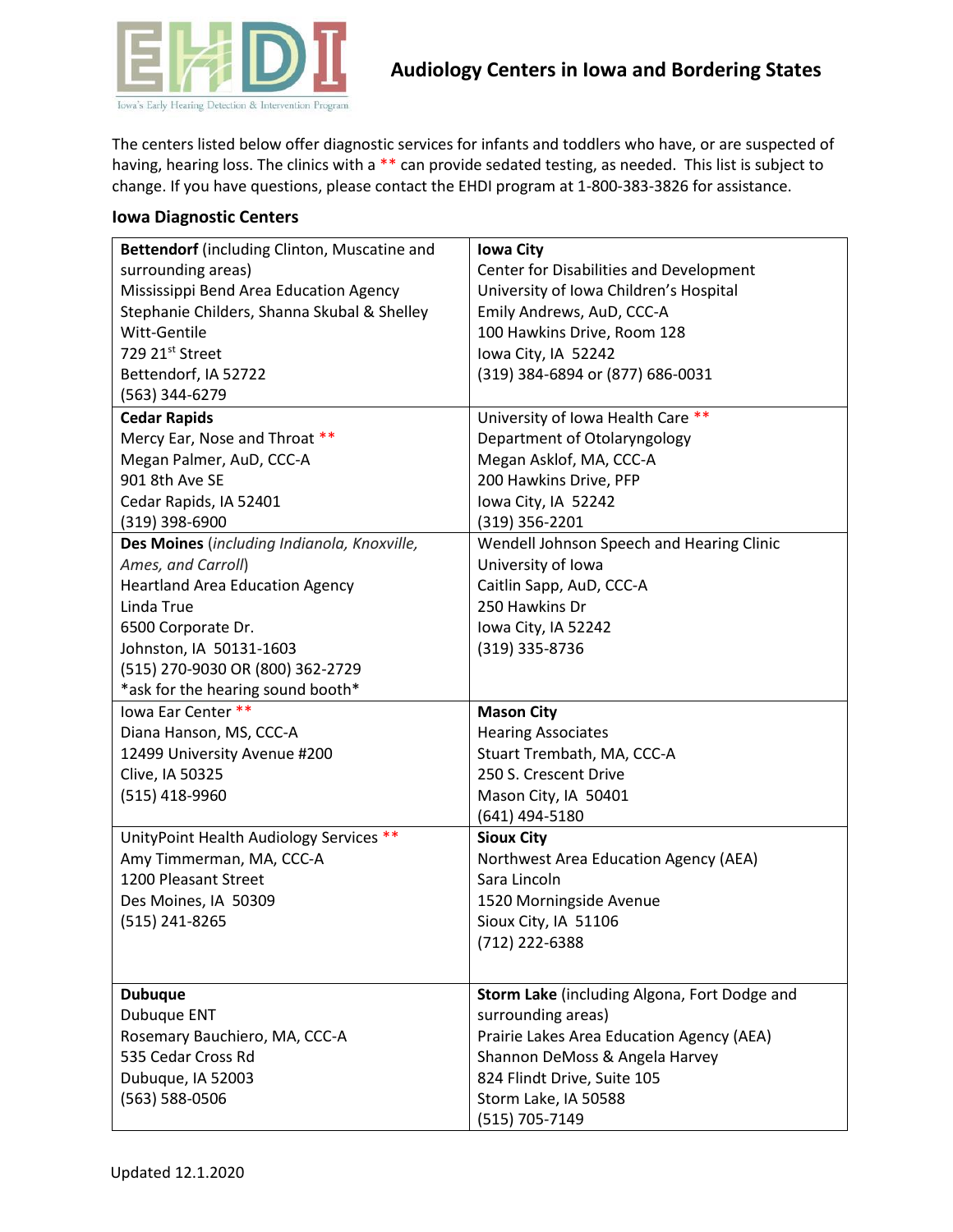# Audiology Centers in Iowa and Bordering States

The centers listed below offer diagnostic services for infants and toddlers who have, or are suspected of having, hearing loss. The clinics with a ** can provide sedated testing, as needed. This list is subject to change. If you have questions, please contact the EHDI program at 1-800-383-3826 for assistance.

### Iowa Diagnostic Centers

| | |
|---|---|
| **Bettendorf** (including Clinton, Muscatine and surrounding areas)<br>Mississippi Bend Area Education Agency<br>Stephanie Childers, Shanna Skubal & Shelley Witt-Gentile<br>729 21st Street<br>Bettendorf, IA 52722<br>(563) 344-6279 | **Iowa City**<br>Center for Disabilities and Development<br>University of Iowa Children's Hospital<br>Emily Andrews, AuD, CCC-A<br>100 Hawkins Drive, Room 128<br>Iowa City, IA 52242<br>(319) 384-6894 or (877) 686-0031 |
| **Cedar Rapids**<br>Mercy Ear, Nose and Throat **<br>Megan Palmer, AuD, CCC-A<br>901 8th Ave SE<br>Cedar Rapids, IA 52401<br>(319) 398-6900 | University of Iowa Health Care **<br>Department of Otolaryngology<br>Megan Asklof, MA, CCC-A<br>200 Hawkins Drive, PFP<br>Iowa City, IA 52242<br>(319) 356-2201 |
| **Des Moines** (*including Indianola, Knoxville, Ames, and Carroll*)<br>Heartland Area Education Agency<br>Linda True<br>6500 Corporate Dr.<br>Johnston, IA 50131-1603<br>(515) 270-9030 OR (800) 362-2729<br>*ask for the hearing sound booth* | Wendell Johnson Speech and Hearing Clinic<br>University of Iowa<br>Caitlin Sapp, AuD, CCC-A<br>250 Hawkins Dr<br>Iowa City, IA 52242<br>(319) 335-8736 |
| Iowa Ear Center **<br>Diana Hanson, MS, CCC-A<br>12499 University Avenue #200<br>Clive, IA 50325<br>(515) 418-9960 | **Mason City**<br>Hearing Associates<br>Stuart Trembath, MA, CCC-A<br>250 S. Crescent Drive<br>Mason City, IA 50401<br>(641) 494-5180 |
| UnityPoint Health Audiology Services **<br>Amy Timmerman, MA, CCC-A<br>1200 Pleasant Street<br>Des Moines, IA 50309<br>(515) 241-8265 | **Sioux City**<br>Northwest Area Education Agency (AEA)<br>Sara Lincoln<br>1520 Morningside Avenue<br>Sioux City, IA 51106<br>(712) 222-6388 |
| **Dubuque**<br>Dubuque ENT<br>Rosemary Bauchiero, MA, CCC-A<br>535 Cedar Cross Rd<br>Dubuque, IA 52003<br>(563) 588-0506 | **Storm Lake** (including Algona, Fort Dodge and surrounding areas)<br>Prairie Lakes Area Education Agency (AEA)<br>Shannon DeMoss & Angela Harvey<br>824 Flindt Drive, Suite 105<br>Storm Lake, IA 50588<br>(515) 705-7149 |

Updated 12.1.2020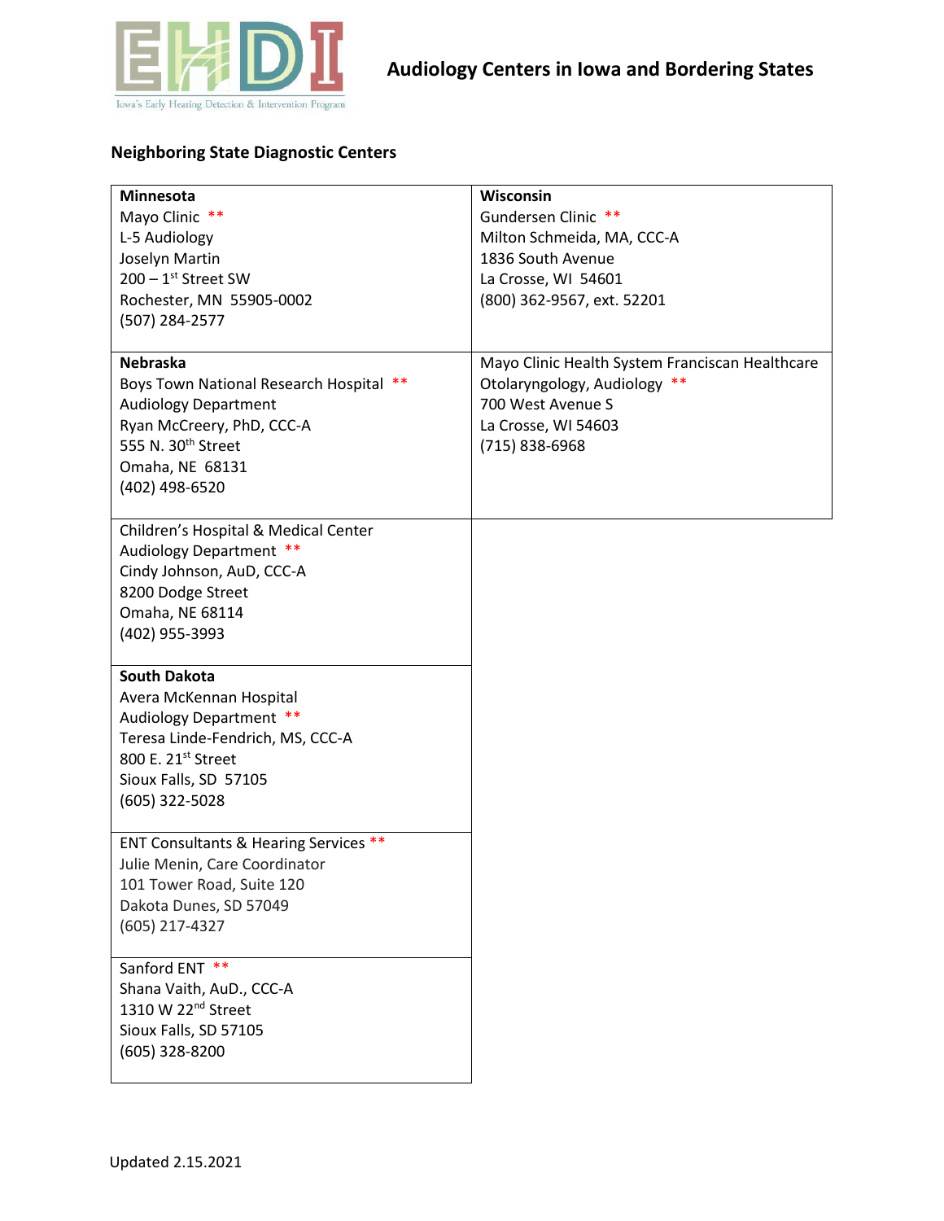# Audiology Centers in Iowa and Bordering States

## Neighboring State Diagnostic Centers

| | |
|---|---|
| **Minnesota**<br>Mayo Clinic **<br>L-5 Audiology<br>Joselyn Martin<br>200 – 1st Street SW<br>Rochester, MN 55905-0002<br>(507) 284-2577 | **Wisconsin**<br>Gundersen Clinic **<br>Milton Schmeida, MA, CCC-A<br>1836 South Avenue<br>La Crosse, WI 54601<br>(800) 362-9567, ext. 52201 |
| **Nebraska**<br>Boys Town National Research Hospital **<br>Audiology Department<br>Ryan McCreery, PhD, CCC-A<br>555 N. 30th Street<br>Omaha, NE 68131<br>(402) 498-6520 | Mayo Clinic Health System Franciscan Healthcare<br>Otolaryngology, Audiology **<br>700 West Avenue S<br>La Crosse, WI 54603<br>(715) 838-6968 |
| Children's Hospital & Medical Center<br>Audiology Department **<br>Cindy Johnson, AuD, CCC-A<br>8200 Dodge Street<br>Omaha, NE 68114<br>(402) 955-3993 | |
| **South Dakota**<br>Avera McKennan Hospital<br>Audiology Department **<br>Teresa Linde-Fendrich, MS, CCC-A<br>800 E. 21st Street<br>Sioux Falls, SD 57105<br>(605) 322-5028 | |
| ENT Consultants & Hearing Services **<br>Julie Menin, Care Coordinator<br>101 Tower Road, Suite 120<br>Dakota Dunes, SD 57049<br>(605) 217-4327 | |
| Sanford ENT **<br>Shana Vaith, AuD., CCC-A<br>1310 W 22nd Street<br>Sioux Falls, SD 57105<br>(605) 328-8200 | |

Updated 2.15.2021